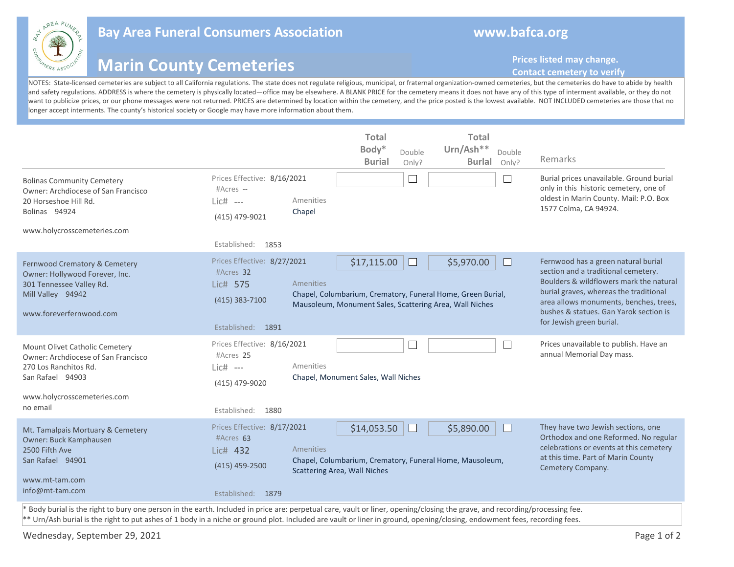# Bay Area Funeral Consumers Association

www.bafca.org

## Marin County Cemeteries

**Prices listed may change. Contact cemetery to verify**

NOTES: State-licensed cemeteries are subject to all California regulations. The state does not regulate religious, municipal, or fraternal organization-owned cemeteries, but the cemeteries do have to abide by health and safety regulations. ADDRESS is where the cemetery is physically located—office may be elsewhere. A BLANK PRICE for the cemetery means it does not have any of this type of interment available, or they do not want to publicize prices, or our phone messages were not returned. PRICES are determined by location within the cemetery, and the price posted is the lowest available. NOT INCLUDED cemeteries are those that no longer accept interments. The county's historical society or Google may have more information about them.

| Cemetery | Details | Amenities | Total Body* Burial | Double Only? | Total Urn/Ash** Burial | Double Only? | Remarks |
|---|---|---|---|---|---|---|---|
| Bolinas Community Cemetery<br>Owner: Archdiocese of San Francisco<br>20 Horseshoe Hill Rd.<br>Bolinas 94924<br>www.holycrosscemeteries.com | Prices Effective: 8/16/2021<br>#Acres --<br>Lic# ---<br>(415) 479-9021<br>Established: 1853 | Chapel | | ☐ | | ☐ | Burial prices unavailable. Ground burial only in this historic cemetery, one of oldest in Marin County. Mail: P.O. Box 1577 Colma, CA 94924. |
| Fernwood Crematory & Cemetery<br>Owner: Hollywood Forever, Inc.<br>301 Tennessee Valley Rd.<br>Mill Valley 94942<br>www.foreverfernwood.com | Prices Effective: 8/27/2021<br>#Acres 32<br>Lic# 575<br>(415) 383-7100<br>Established: 1891 | Chapel, Columbarium, Crematory, Funeral Home, Green Burial, Mausoleum, Monument Sales, Scattering Area, Wall Niches | $17,115.00 | ☐ | $5,970.00 | ☐ | Fernwood has a green natural burial section and a traditional cemetery. Boulders & wildflowers mark the natural burial graves, whereas the traditional area allows monuments, benches, trees, bushes & statues. Gan Yarok section is for Jewish green burial. |
| Mount Olivet Catholic Cemetery<br>Owner: Archdiocese of San Francisco<br>270 Los Ranchitos Rd.<br>San Rafael 94903<br>www.holycrosscemeteries.com<br>no email | Prices Effective: 8/16/2021<br>#Acres 25<br>Lic# ---<br>(415) 479-9020<br>Established: 1880 | Chapel, Monument Sales, Wall Niches | | ☐ | | ☐ | Prices unavailable to publish. Have an annual Memorial Day mass. |
| Mt. Tamalpais Mortuary & Cemetery<br>Owner: Buck Kamphausen<br>2500 Fifth Ave<br>San Rafael 94901<br>www.mt-tam.com<br>info@mt-tam.com | Prices Effective: 8/17/2021<br>#Acres 63<br>Lic# 432<br>(415) 459-2500<br>Established: 1879 | Chapel, Columbarium, Crematory, Funeral Home, Mausoleum, Scattering Area, Wall Niches | $14,053.50 | ☐ | $5,890.00 | ☐ | They have two Jewish sections, one Orthodox and one Reformed. No regular celebrations or events at this cemetery at this time. Part of Marin County Cemetery Company. |

* Body burial is the right to bury one person in the earth. Included in price are: perpetual care, vault or liner, opening/closing the grave, and recording/processing fee.

** Urn/Ash burial is the right to put ashes of 1 body in a niche or ground plot. Included are vault or liner in ground, opening/closing, endowment fees, recording fees.

Wednesday, September 29, 2021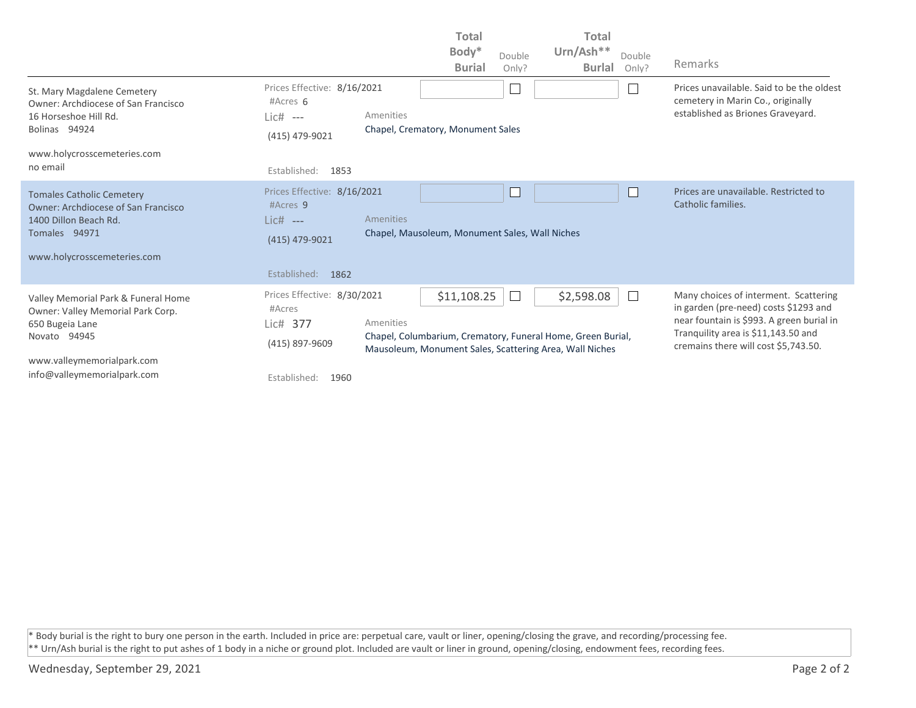| | | Total Body* Burial | Double Only? | Total Urn/Ash** Burial | Double Only? | Remarks |
|---|---|---|---|---|---|---|
| St. Mary Magdalene Cemetery<br>Owner: Archdiocese of San Francisco<br>16 Horseshoe Hill Rd.<br>Bolinas 94924<br><br>www.holycrosscemeteries.com<br>no email | Prices Effective: 8/16/2021<br>#Acres 6<br>Lic# ---<br>(415) 479-9021<br>Amenities: Chapel, Crematory, Monument Sales<br>Established: 1853 | | ☐ | | ☐ | Prices unavailable. Said to be the oldest cemetery in Marin Co., originally established as Briones Graveyard. |
| Tomales Catholic Cemetery<br>Owner: Archdiocese of San Francisco<br>1400 Dillon Beach Rd.<br>Tomales 94971<br><br>www.holycrosscemeteries.com | Prices Effective: 8/16/2021<br>#Acres 9<br>Lic# ---<br>(415) 479-9021<br>Amenities: Chapel, Mausoleum, Monument Sales, Wall Niches<br>Established: 1862 | | ☐ | | ☐ | Prices are unavailable. Restricted to Catholic families. |
| Valley Memorial Park & Funeral Home<br>Owner: Valley Memorial Park Corp.<br>650 Bugeia Lane<br>Novato 94945<br><br>www.valleymemorialpark.com<br>info@valleymemorialpark.com | Prices Effective: 8/30/2021<br>#Acres<br>Lic# 377<br>(415) 897-9609<br>Amenities: Chapel, Columbarium, Crematory, Funeral Home, Green Burial, Mausoleum, Monument Sales, Scattering Area, Wall Niches<br>Established: 1960 | $11,108.25 | ☐ | $2,598.08 | ☐ | Many choices of interment. Scattering in garden (pre-need) costs $1293 and near fountain is $993. A green burial in Tranquility area is $11,143.50 and cremains there will cost $5,743.50. |

* Body burial is the right to bury one person in the earth. Included in price are: perpetual care, vault or liner, opening/closing the grave, and recording/processing fee.
** Urn/Ash burial is the right to put ashes of 1 body in a niche or ground plot. Included are vault or liner in ground, opening/closing, endowment fees, recording fees.

Wednesday, September 29, 2021